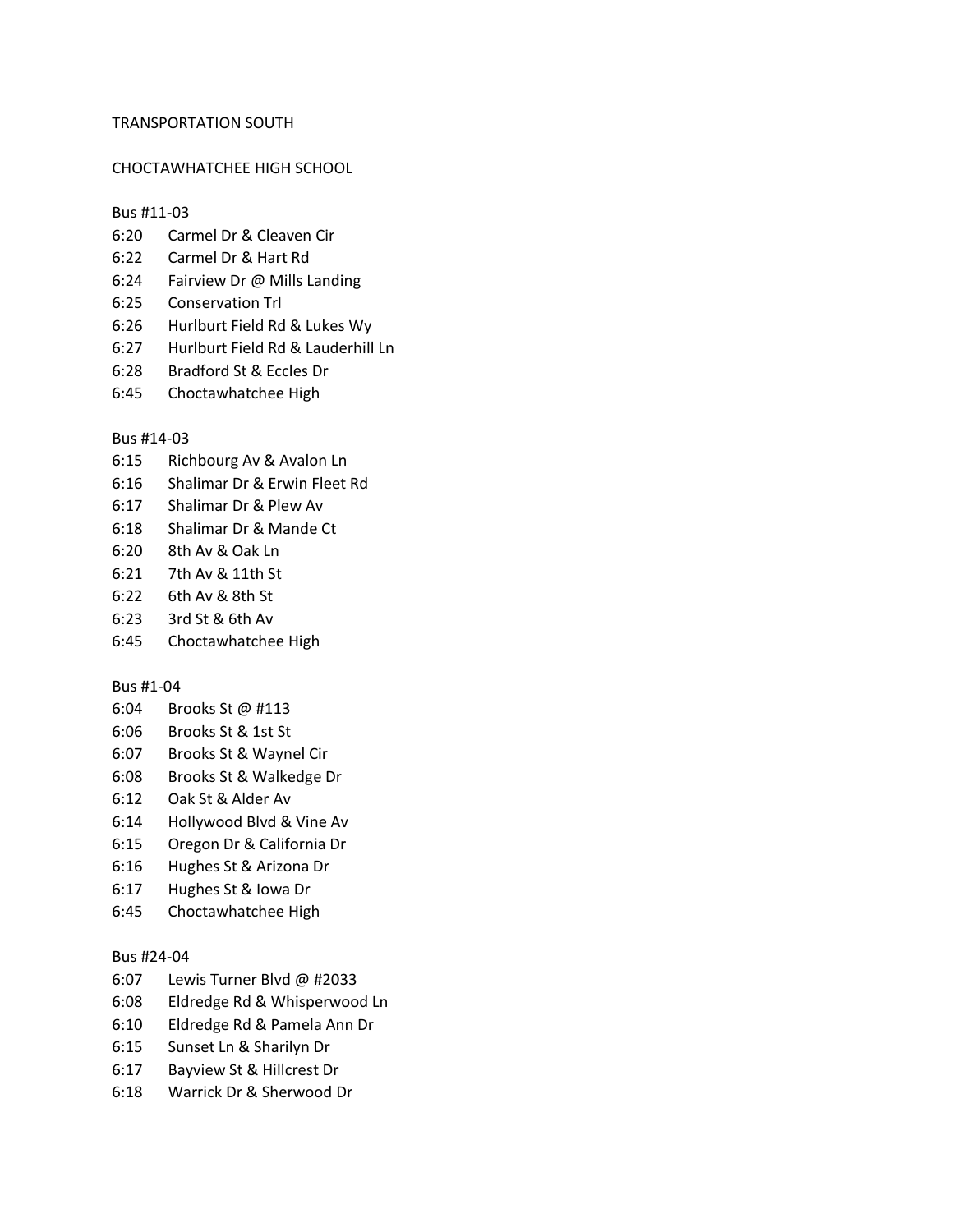TRANSPORTATION SOUTH

CHOCTAWHATCHEE HIGH SCHOOL

Bus #11-03

| | |
|---|---|
| 6:20 | Carmel Dr & Cleaven Cir |
| 6:22 | Carmel Dr & Hart Rd |
| 6:24 | Fairview Dr @ Mills Landing |
| 6:25 | Conservation Trl |
| 6:26 | Hurlburt Field Rd & Lukes Wy |
| 6:27 | Hurlburt Field Rd & Lauderhill Ln |
| 6:28 | Bradford St & Eccles Dr |
| 6:45 | Choctawhatchee High |

Bus #14-03

| | |
|---|---|
| 6:15 | Richbourg Av & Avalon Ln |
| 6:16 | Shalimar Dr & Erwin Fleet Rd |
| 6:17 | Shalimar Dr & Plew Av |
| 6:18 | Shalimar Dr & Mande Ct |
| 6:20 | 8th Av & Oak Ln |
| 6:21 | 7th Av & 11th St |
| 6:22 | 6th Av & 8th St |
| 6:23 | 3rd St & 6th Av |
| 6:45 | Choctawhatchee High |

Bus #1-04

| | |
|---|---|
| 6:04 | Brooks St @ #113 |
| 6:06 | Brooks St & 1st St |
| 6:07 | Brooks St & Waynel Cir |
| 6:08 | Brooks St & Walkedge Dr |
| 6:12 | Oak St & Alder Av |
| 6:14 | Hollywood Blvd & Vine Av |
| 6:15 | Oregon Dr & California Dr |
| 6:16 | Hughes St & Arizona Dr |
| 6:17 | Hughes St & Iowa Dr |
| 6:45 | Choctawhatchee High |

Bus #24-04

| | |
|---|---|
| 6:07 | Lewis Turner Blvd @ #2033 |
| 6:08 | Eldredge Rd & Whisperwood Ln |
| 6:10 | Eldredge Rd & Pamela Ann Dr |
| 6:15 | Sunset Ln & Sharilyn Dr |
| 6:17 | Bayview St & Hillcrest Dr |
| 6:18 | Warrick Dr & Sherwood Dr |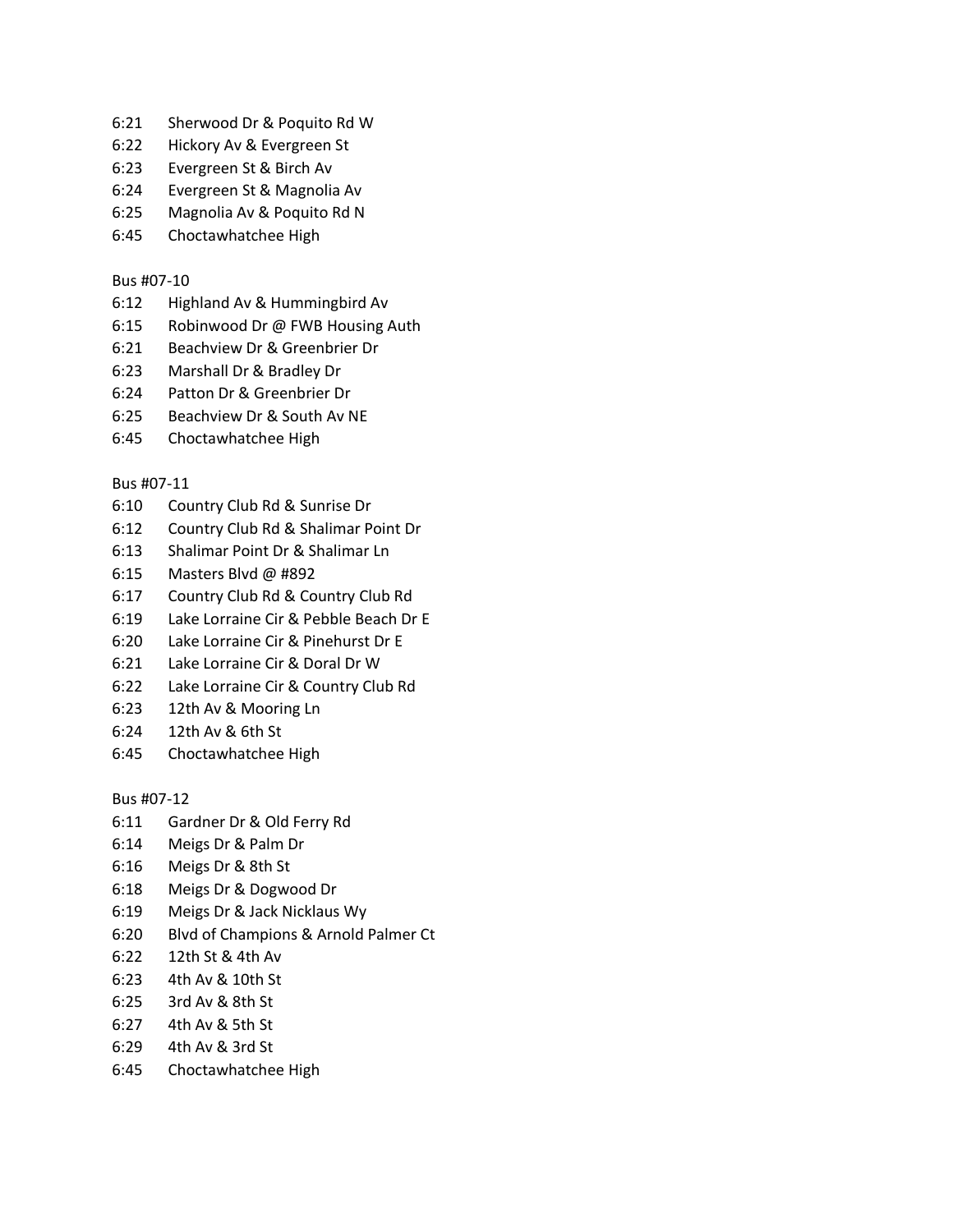6:21 Sherwood Dr & Poquito Rd W
6:22 Hickory Av & Evergreen St
6:23 Evergreen St & Birch Av
6:24 Evergreen St & Magnolia Av
6:25 Magnolia Av & Poquito Rd N
6:45 Choctawhatchee High

Bus #07-10
6:12 Highland Av & Hummingbird Av
6:15 Robinwood Dr @ FWB Housing Auth
6:21 Beachview Dr & Greenbrier Dr
6:23 Marshall Dr & Bradley Dr
6:24 Patton Dr & Greenbrier Dr
6:25 Beachview Dr & South Av NE
6:45 Choctawhatchee High

Bus #07-11
6:10 Country Club Rd & Sunrise Dr
6:12 Country Club Rd & Shalimar Point Dr
6:13 Shalimar Point Dr & Shalimar Ln
6:15 Masters Blvd @ #892
6:17 Country Club Rd & Country Club Rd
6:19 Lake Lorraine Cir & Pebble Beach Dr E
6:20 Lake Lorraine Cir & Pinehurst Dr E
6:21 Lake Lorraine Cir & Doral Dr W
6:22 Lake Lorraine Cir & Country Club Rd
6:23 12th Av & Mooring Ln
6:24 12th Av & 6th St
6:45 Choctawhatchee High

Bus #07-12
6:11 Gardner Dr & Old Ferry Rd
6:14 Meigs Dr & Palm Dr
6:16 Meigs Dr & 8th St
6:18 Meigs Dr & Dogwood Dr
6:19 Meigs Dr & Jack Nicklaus Wy
6:20 Blvd of Champions & Arnold Palmer Ct
6:22 12th St & 4th Av
6:23 4th Av & 10th St
6:25 3rd Av & 8th St
6:27 4th Av & 5th St
6:29 4th Av & 3rd St
6:45 Choctawhatchee High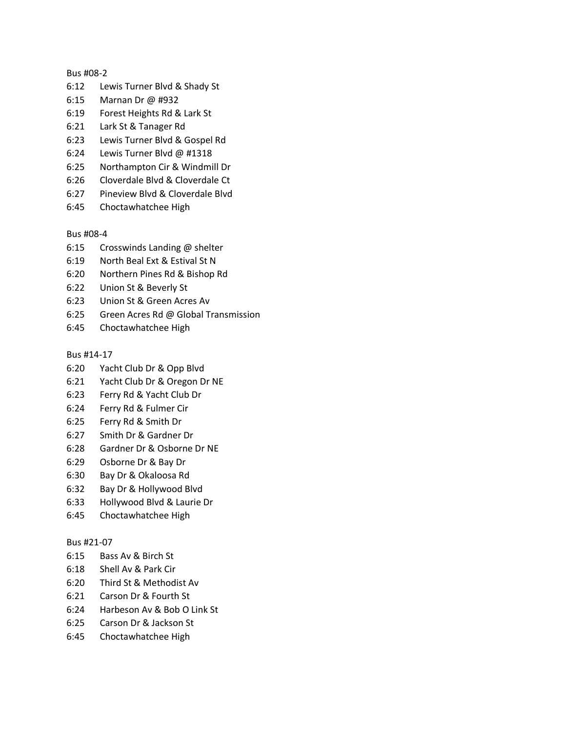Bus #08-2

| | |
|---|---|
| 6:12 | Lewis Turner Blvd & Shady St |
| 6:15 | Marnan Dr @ #932 |
| 6:19 | Forest Heights Rd & Lark St |
| 6:21 | Lark St & Tanager Rd |
| 6:23 | Lewis Turner Blvd & Gospel Rd |
| 6:24 | Lewis Turner Blvd @ #1318 |
| 6:25 | Northampton Cir & Windmill Dr |
| 6:26 | Cloverdale Blvd & Cloverdale Ct |
| 6:27 | Pineview Blvd & Cloverdale Blvd |
| 6:45 | Choctawhatchee High |

Bus #08-4

| | |
|---|---|
| 6:15 | Crosswinds Landing @ shelter |
| 6:19 | North Beal Ext & Estival St N |
| 6:20 | Northern Pines Rd & Bishop Rd |
| 6:22 | Union St & Beverly St |
| 6:23 | Union St & Green Acres Av |
| 6:25 | Green Acres Rd @ Global Transmission |
| 6:45 | Choctawhatchee High |

Bus #14-17

| | |
|---|---|
| 6:20 | Yacht Club Dr & Opp Blvd |
| 6:21 | Yacht Club Dr & Oregon Dr NE |
| 6:23 | Ferry Rd & Yacht Club Dr |
| 6:24 | Ferry Rd & Fulmer Cir |
| 6:25 | Ferry Rd & Smith Dr |
| 6:27 | Smith Dr & Gardner Dr |
| 6:28 | Gardner Dr & Osborne Dr NE |
| 6:29 | Osborne Dr & Bay Dr |
| 6:30 | Bay Dr & Okaloosa Rd |
| 6:32 | Bay Dr & Hollywood Blvd |
| 6:33 | Hollywood Blvd & Laurie Dr |
| 6:45 | Choctawhatchee High |

Bus #21-07

| | |
|---|---|
| 6:15 | Bass Av & Birch St |
| 6:18 | Shell Av & Park Cir |
| 6:20 | Third St & Methodist Av |
| 6:21 | Carson Dr & Fourth St |
| 6:24 | Harbeson Av & Bob O Link St |
| 6:25 | Carson Dr & Jackson St |
| 6:45 | Choctawhatchee High |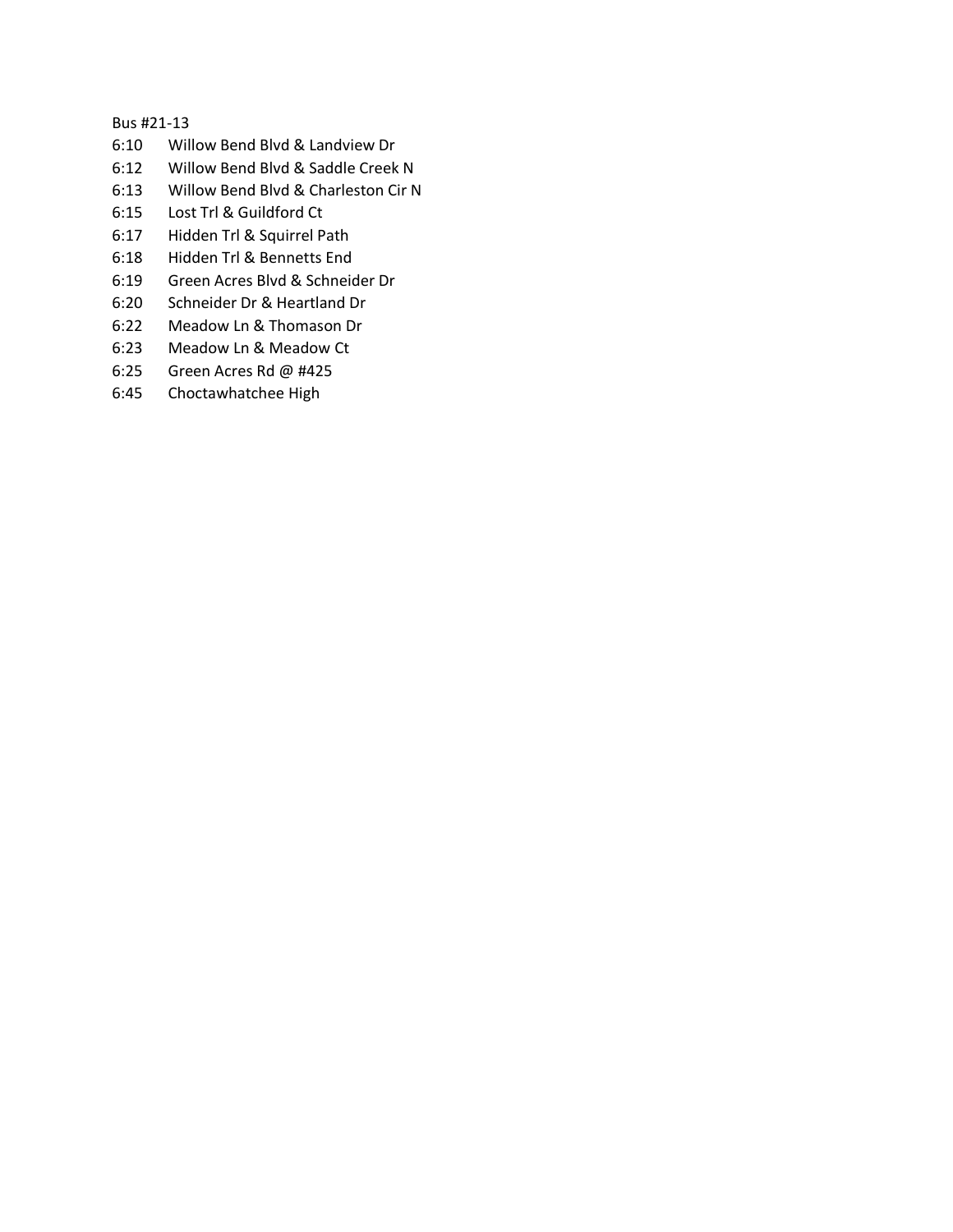Bus #21-13

| | |
|---|---|
| 6:10 | Willow Bend Blvd & Landview Dr |
| 6:12 | Willow Bend Blvd & Saddle Creek N |
| 6:13 | Willow Bend Blvd & Charleston Cir N |
| 6:15 | Lost Trl & Guildford Ct |
| 6:17 | Hidden Trl & Squirrel Path |
| 6:18 | Hidden Trl & Bennetts End |
| 6:19 | Green Acres Blvd & Schneider Dr |
| 6:20 | Schneider Dr & Heartland Dr |
| 6:22 | Meadow Ln & Thomason Dr |
| 6:23 | Meadow Ln & Meadow Ct |
| 6:25 | Green Acres Rd @ #425 |
| 6:45 | Choctawhatchee High |